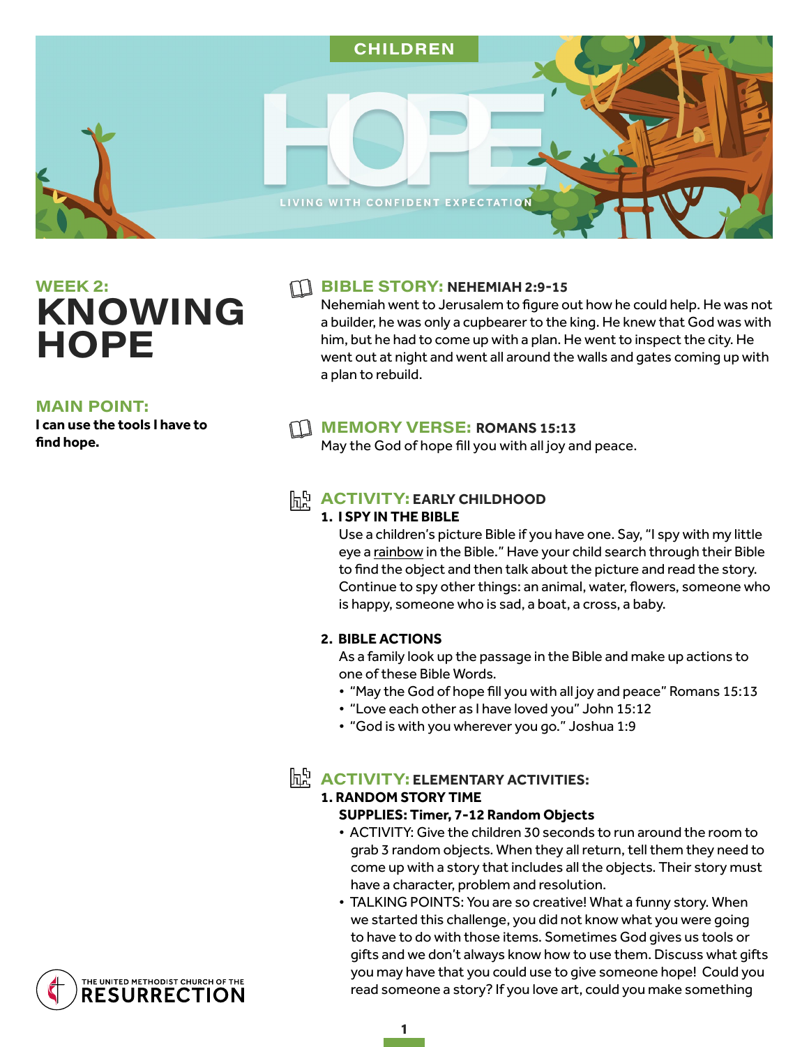CHILDREN

# HOPE

LIVING WITH CONFIDENT EXPECTATION

## WEEK 2: KNOWING HOPE

### MAIN POINT:

**I can use the tools I have to find hope.**

### BIBLE STORY: NEHEMIAH 2:9-15

Nehemiah went to Jerusalem to figure out how he could help. He was not a builder, he was only a cupbearer to the king. He knew that God was with him, but he had to come up with a plan. He went to inspect the city. He went out at night and went all around the walls and gates coming up with a plan to rebuild.

### MEMORY VERSE: ROMANS 15:13

May the God of hope fill you with all joy and peace.

### ACTIVITY: EARLY CHILDHOOD

**1. I SPY IN THE BIBLE**

Use a children's picture Bible if you have one. Say, "I spy with my little eye a rainbow in the Bible." Have your child search through their Bible to find the object and then talk about the picture and read the story. Continue to spy other things: an animal, water, flowers, someone who is happy, someone who is sad, a boat, a cross, a baby.

**2. BIBLE ACTIONS**

As a family look up the passage in the Bible and make up actions to one of these Bible Words.

- "May the God of hope fill you with all joy and peace" Romans 15:13
- "Love each other as I have loved you" John 15:12
- "God is with you wherever you go." Joshua 1:9

### ACTIVITY: ELEMENTARY ACTIVITIES:

**1. RANDOM STORY TIME**

**SUPPLIES: Timer, 7-12 Random Objects**

- ACTIVITY: Give the children 30 seconds to run around the room to grab 3 random objects. When they all return, tell them they need to come up with a story that includes all the objects. Their story must have a character, problem and resolution.
- TALKING POINTS: You are so creative! What a funny story. When we started this challenge, you did not know what you were going to have to do with those items. Sometimes God gives us tools or gifts and we don't always know how to use them. Discuss what gifts you may have that you could use to give someone hope! Could you read someone a story? If you love art, could you make something

THE UNITED METHODIST CHURCH OF THE RESURRECTION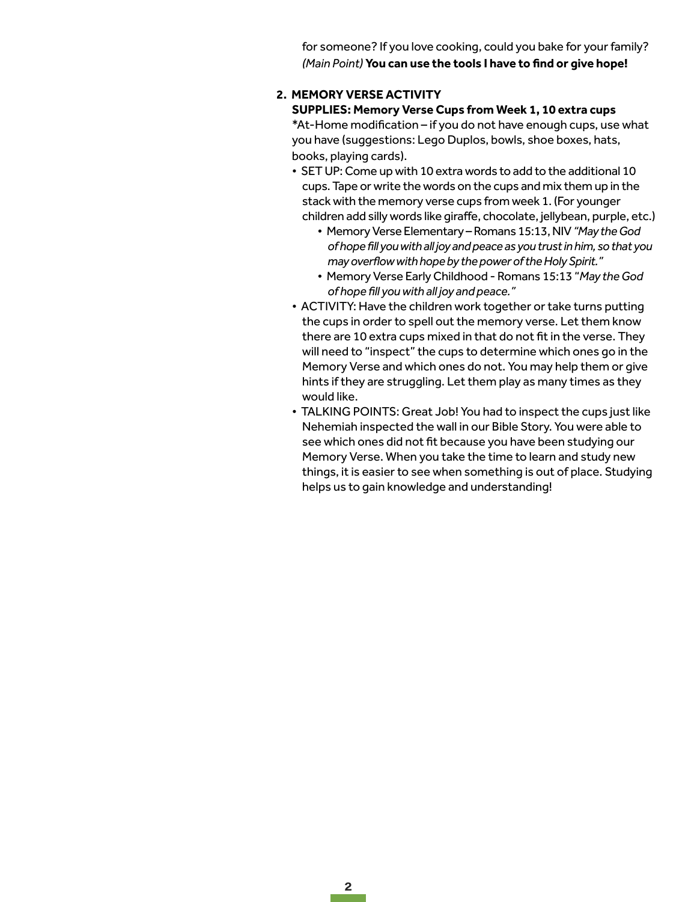for someone? If you love cooking, could you bake for your family? *(Main Point)* **You can use the tools I have to find or give hope!**

2. **MEMORY VERSE ACTIVITY**
   **SUPPLIES: Memory Verse Cups from Week 1, 10 extra cups**
   *At-Home modification – if you do not have enough cups, use what you have (suggestions: Lego Duplos, bowls, shoe boxes, hats, books, playing cards).
   - SET UP: Come up with 10 extra words to add to the additional 10 cups. Tape or write the words on the cups and mix them up in the stack with the memory verse cups from week 1. (For younger children add silly words like giraffe, chocolate, jellybean, purple, etc.)
     - Memory Verse Elementary – Romans 15:13, NIV *"May the God of hope fill you with all joy and peace as you trust in him, so that you may overflow with hope by the power of the Holy Spirit."*
     - Memory Verse Early Childhood - Romans 15:13 *"May the God of hope fill you with all joy and peace."*
   - ACTIVITY: Have the children work together or take turns putting the cups in order to spell out the memory verse. Let them know there are 10 extra cups mixed in that do not fit in the verse. They will need to "inspect" the cups to determine which ones go in the Memory Verse and which ones do not. You may help them or give hints if they are struggling. Let them play as many times as they would like.
   - TALKING POINTS: Great Job! You had to inspect the cups just like Nehemiah inspected the wall in our Bible Story. You were able to see which ones did not fit because you have been studying our Memory Verse. When you take the time to learn and study new things, it is easier to see when something is out of place. Studying helps us to gain knowledge and understanding!